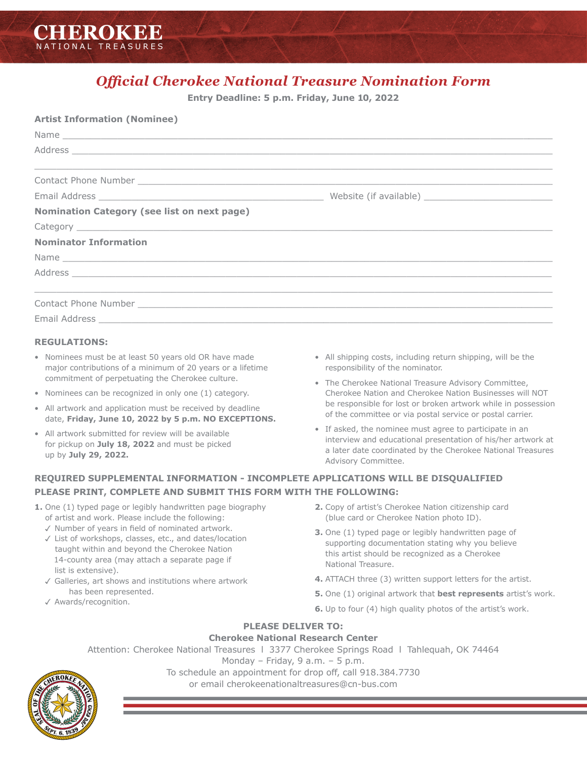# CHEROKEE
NATIONAL TREASURES

## *Official Cherokee National Treasure Nomination Form*

**Entry Deadline: 5 p.m. Friday, June 10, 2022**

**Artist Information (Nominee)**

Name ____________________________________________

Address ____________________________________________

____________________________________________

Contact Phone Number ____________________________________________

Email Address ______________________ Website (if available) ______________________

**Nomination Category (see list on next page)**

Category ____________________________________________

**Nominator Information**

Name ____________________________________________

Address ____________________________________________

____________________________________________

Contact Phone Number ____________________________________________

Email Address ____________________________________________

### REGULATIONS:

- Nominees must be at least 50 years old OR have made major contributions of a minimum of 20 years or a lifetime commitment of perpetuating the Cherokee culture.
- Nominees can be recognized in only one (1) category.
- All artwork and application must be received by deadline date, **Friday, June 10, 2022 by 5 p.m. NO EXCEPTIONS.**
- All artwork submitted for review will be available for pickup on **July 18, 2022** and must be picked up by **July 29, 2022.**
- All shipping costs, including return shipping, will be the responsibility of the nominator.
- The Cherokee National Treasure Advisory Committee, Cherokee Nation and Cherokee Nation Businesses will NOT be responsible for lost or broken artwork while in possession of the committee or via postal service or postal carrier.
- If asked, the nominee must agree to participate in an interview and educational presentation of his/her artwork at a later date coordinated by the Cherokee National Treasures Advisory Committee.

### REQUIRED SUPPLEMENTAL INFORMATION - INCOMPLETE APPLICATIONS WILL BE DISQUALIFIED
### PLEASE PRINT, COMPLETE AND SUBMIT THIS FORM WITH THE FOLLOWING:

1. One (1) typed page or legibly handwritten page biography of artist and work. Please include the following:
   - ✓ Number of years in field of nominated artwork.
   - ✓ List of workshops, classes, etc., and dates/location taught within and beyond the Cherokee Nation 14-county area (may attach a separate page if list is extensive).
   - ✓ Galleries, art shows and institutions where artwork has been represented.
   - ✓ Awards/recognition.
2. Copy of artist's Cherokee Nation citizenship card (blue card or Cherokee Nation photo ID).
3. One (1) typed page or legibly handwritten page of supporting documentation stating why you believe this artist should be recognized as a Cherokee National Treasure.
4. ATTACH three (3) written support letters for the artist.
5. One (1) original artwork that **best represents** artist's work.
6. Up to four (4) high quality photos of the artist's work.

**PLEASE DELIVER TO:**
**Cherokee National Research Center**
Attention: Cherokee National Treasures | 3377 Cherokee Springs Road | Tahlequah, OK 74464
Monday – Friday, 9 a.m. – 5 p.m.
To schedule an appointment for drop off, call 918.384.7730
or email cherokeenationaltreasures@cn-bus.com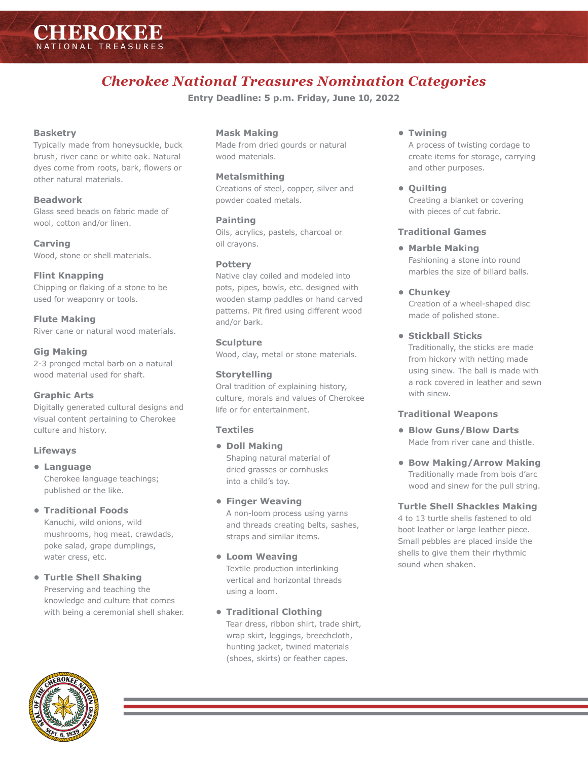# CHEROKEE
NATIONAL TREASURES

## *Cherokee National Treasures Nomination Categories*

**Entry Deadline: 5 p.m. Friday, June 10, 2022**

### Basketry
Typically made from honeysuckle, buck brush, river cane or white oak. Natural dyes come from roots, bark, flowers or other natural materials.

### Beadwork
Glass seed beads on fabric made of wool, cotton and/or linen.

### Carving
Wood, stone or shell materials.

### Flint Knapping
Chipping or flaking of a stone to be used for weaponry or tools.

### Flute Making
River cane or natural wood materials.

### Gig Making
2-3 pronged metal barb on a natural wood material used for shaft.

### Graphic Arts
Digitally generated cultural designs and visual content pertaining to Cherokee culture and history.

### Lifeways

- **Language**
  Cherokee language teachings; published or the like.
- **Traditional Foods**
  Kanuchi, wild onions, wild mushrooms, hog meat, crawdads, poke salad, grape dumplings, water cress, etc.
- **Turtle Shell Shaking**
  Preserving and teaching the knowledge and culture that comes with being a ceremonial shell shaker.

### Mask Making
Made from dried gourds or natural wood materials.

### Metalsmithing
Creations of steel, copper, silver and powder coated metals.

### Painting
Oils, acrylics, pastels, charcoal or oil crayons.

### Pottery
Native clay coiled and modeled into pots, pipes, bowls, etc. designed with wooden stamp paddles or hand carved patterns. Pit fired using different wood and/or bark.

### Sculpture
Wood, clay, metal or stone materials.

### Storytelling
Oral tradition of explaining history, culture, morals and values of Cherokee life or for entertainment.

### Textiles

- **Doll Making**
  Shaping natural material of dried grasses or cornhusks into a child's toy.
- **Finger Weaving**
  A non-loom process using yarns and threads creating belts, sashes, straps and similar items.
- **Loom Weaving**
  Textile production interlinking vertical and horizontal threads using a loom.
- **Traditional Clothing**
  Tear dress, ribbon shirt, trade shirt, wrap skirt, leggings, breechcloth, hunting jacket, twined materials (shoes, skirts) or feather capes.
- **Twining**
  A process of twisting cordage to create items for storage, carrying and other purposes.
- **Quilting**
  Creating a blanket or covering with pieces of cut fabric.

### Traditional Games

- **Marble Making**
  Fashioning a stone into round marbles the size of billard balls.
- **Chunkey**
  Creation of a wheel-shaped disc made of polished stone.
- **Stickball Sticks**
  Traditionally, the sticks are made from hickory with netting made using sinew. The ball is made with a rock covered in leather and sewn with sinew.

### Traditional Weapons

- **Blow Guns/Blow Darts**
  Made from river cane and thistle.
- **Bow Making/Arrow Making**
  Traditionally made from bois d'arc wood and sinew for the pull string.

### Turtle Shell Shackles Making
4 to 13 turtle shells fastened to old boot leather or large leather piece. Small pebbles are placed inside the shells to give them their rhythmic sound when shaken.

SEAL OF THE CHEROKEE NATION
SEPT. 6, 1839